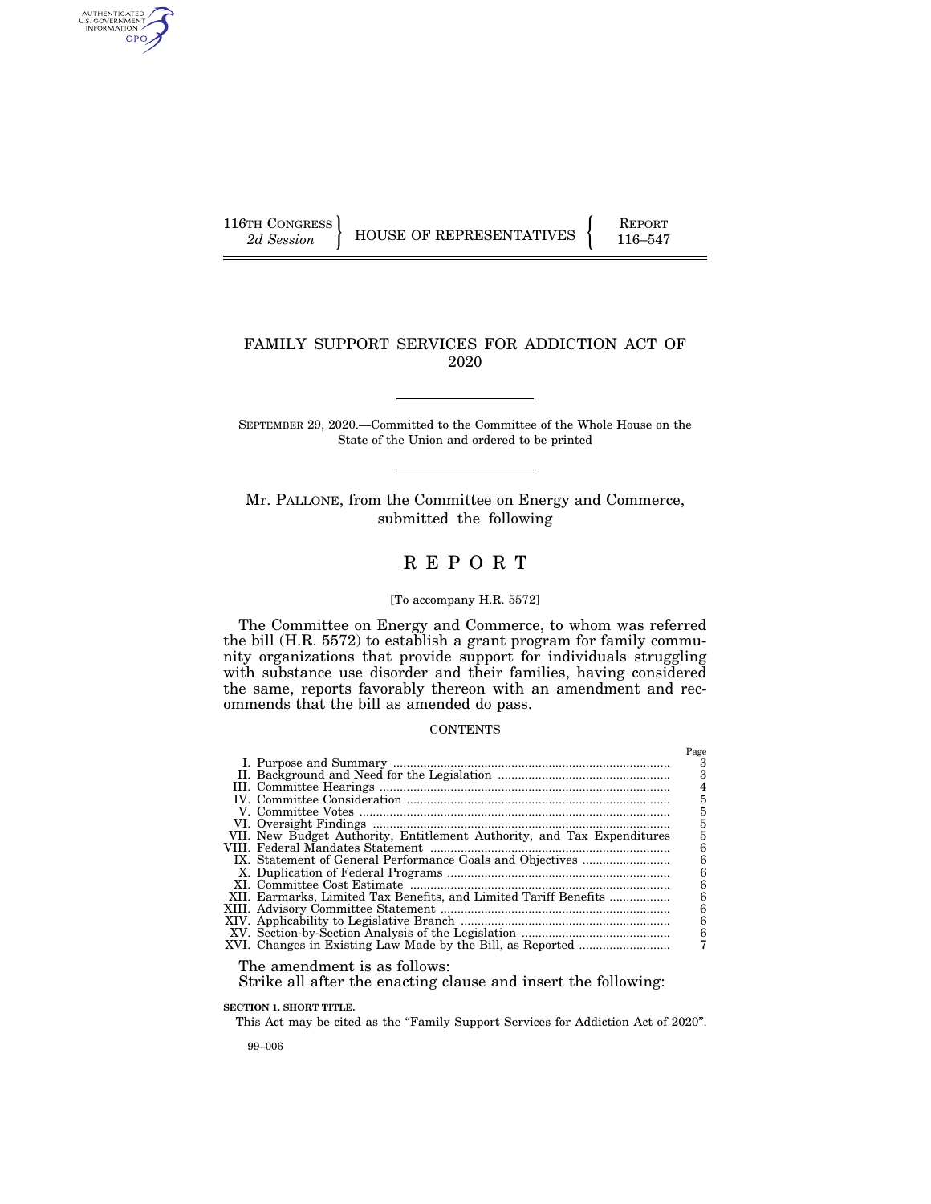116TH CONGRESS
*2d Session*

HOUSE OF REPRESENTATIVES

REPORT
116–547

# FAMILY SUPPORT SERVICES FOR ADDICTION ACT OF 2020

SEPTEMBER 29, 2020.—Committed to the Committee of the Whole House on the State of the Union and ordered to be printed

Mr. PALLONE, from the Committee on Energy and Commerce, submitted the following

# R E P O R T

[To accompany H.R. 5572]

The Committee on Energy and Commerce, to whom was referred the bill (H.R. 5572) to establish a grant program for family community organizations that provide support for individuals struggling with substance use disorder and their families, having considered the same, reports favorably thereon with an amendment and recommends that the bill as amended do pass.

CONTENTS

| | Page |
|---|---|
| I. Purpose and Summary | 3 |
| II. Background and Need for the Legislation | 3 |
| III. Committee Hearings | 4 |
| IV. Committee Consideration | 5 |
| V. Committee Votes | 5 |
| VI. Oversight Findings | 5 |
| VII. New Budget Authority, Entitlement Authority, and Tax Expenditures | 5 |
| VIII. Federal Mandates Statement | 6 |
| IX. Statement of General Performance Goals and Objectives | 6 |
| X. Duplication of Federal Programs | 6 |
| XI. Committee Cost Estimate | 6 |
| XII. Earmarks, Limited Tax Benefits, and Limited Tariff Benefits | 6 |
| XIII. Advisory Committee Statement | 6 |
| XIV. Applicability to Legislative Branch | 6 |
| XV. Section-by-Section Analysis of the Legislation | 6 |
| XVI. Changes in Existing Law Made by the Bill, as Reported | 7 |

The amendment is as follows:

Strike all after the enacting clause and insert the following:

**SECTION 1. SHORT TITLE.**

This Act may be cited as the "Family Support Services for Addiction Act of 2020".

99–006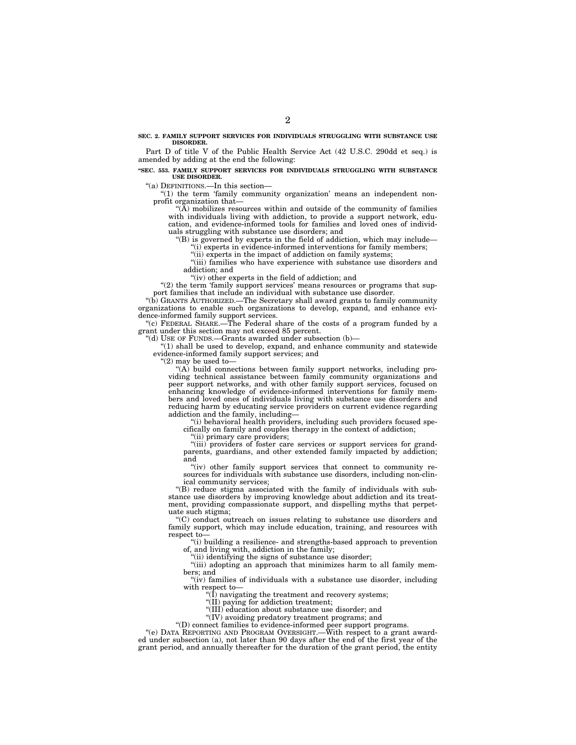**SEC. 2. FAMILY SUPPORT SERVICES FOR INDIVIDUALS STRUGGLING WITH SUBSTANCE USE DISORDER.**

Part D of title V of the Public Health Service Act (42 U.S.C. 290dd et seq.) is amended by adding at the end the following:

**"SEC. 553. FAMILY SUPPORT SERVICES FOR INDIVIDUALS STRUGGLING WITH SUBSTANCE USE DISORDER.**

"(a) DEFINITIONS.—In this section—

"(1) the term 'family community organization' means an independent non-profit organization that—

"(A) mobilizes resources within and outside of the community of families with individuals living with addiction, to provide a support network, education, and evidence-informed tools for families and loved ones of individuals struggling with substance use disorders; and

"(B) is governed by experts in the field of addiction, which may include—

"(i) experts in evidence-informed interventions for family members;

"(ii) experts in the impact of addiction on family systems;

"(iii) families who have experience with substance use disorders and addiction; and

"(iv) other experts in the field of addiction; and

"(2) the term 'family support services' means resources or programs that support families that include an individual with substance use disorder.

"(b) GRANTS AUTHORIZED.—The Secretary shall award grants to family community organizations to enable such organizations to develop, expand, and enhance evidence-informed family support services.

"(c) FEDERAL SHARE.—The Federal share of the costs of a program funded by a grant under this section may not exceed 85 percent.

"(d) USE OF FUNDS.—Grants awarded under subsection (b)—

"(1) shall be used to develop, expand, and enhance community and statewide evidence-informed family support services; and

"(2) may be used to—

"(A) build connections between family support networks, including providing technical assistance between family community organizations and peer support networks, and with other family support services, focused on enhancing knowledge of evidence-informed interventions for family members and loved ones of individuals living with substance use disorders and reducing harm by educating service providers on current evidence regarding addiction and the family, including—

"(i) behavioral health providers, including such providers focused specifically on family and couples therapy in the context of addiction;

"(ii) primary care providers;

"(iii) providers of foster care services or support services for grandparents, guardians, and other extended family impacted by addiction; and

"(iv) other family support services that connect to community resources for individuals with substance use disorders, including non-clinical community services;

"(B) reduce stigma associated with the family of individuals with substance use disorders by improving knowledge about addiction and its treatment, providing compassionate support, and dispelling myths that perpetuate such stigma;

"(C) conduct outreach on issues relating to substance use disorders and family support, which may include education, training, and resources with respect to—

"(i) building a resilience- and strengths-based approach to prevention of, and living with, addiction in the family;

"(ii) identifying the signs of substance use disorder;

"(iii) adopting an approach that minimizes harm to all family members; and

"(iv) families of individuals with a substance use disorder, including with respect to—

"(I) navigating the treatment and recovery systems;

"(II) paying for addiction treatment;

"(III) education about substance use disorder; and

"(IV) avoiding predatory treatment programs; and

"(D) connect families to evidence-informed peer support programs.

"(e) DATA REPORTING AND PROGRAM OVERSIGHT.—With respect to a grant awarded under subsection (a), not later than 90 days after the end of the first year of the grant period, and annually thereafter for the duration of the grant period, the entity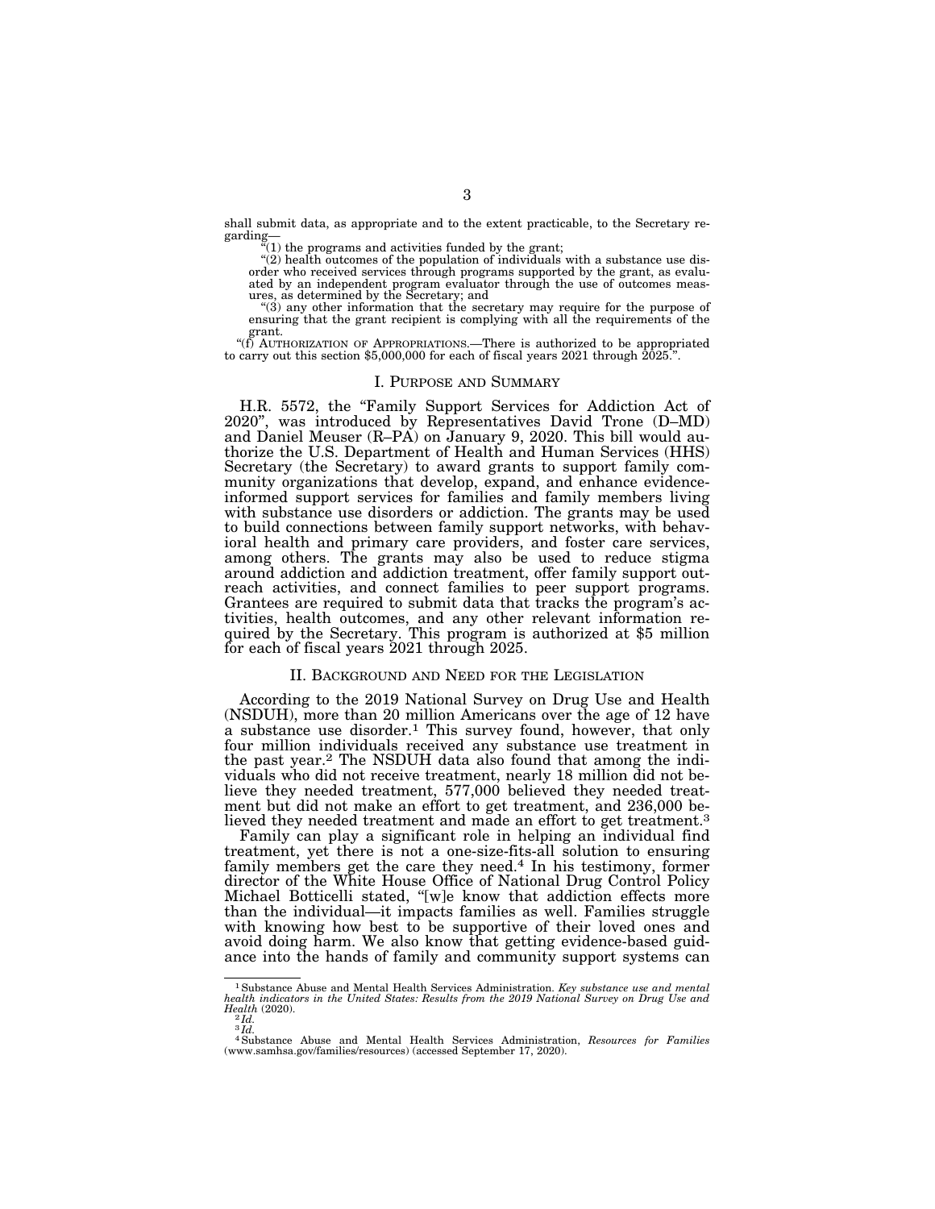shall submit data, as appropriate and to the extent practicable, to the Secretary regarding—

"(1) the programs and activities funded by the grant;

"(2) health outcomes of the population of individuals with a substance use disorder who received services through programs supported by the grant, as evaluated by an independent program evaluator through the use of outcomes measures, as determined by the Secretary; and

"(3) any other information that the secretary may require for the purpose of ensuring that the grant recipient is complying with all the requirements of the grant.

"(f) AUTHORIZATION OF APPROPRIATIONS.—There is authorized to be appropriated to carry out this section $5,000,000 for each of fiscal years 2021 through 2025.".

## I. PURPOSE AND SUMMARY

H.R. 5572, the "Family Support Services for Addiction Act of 2020", was introduced by Representatives David Trone (D–MD) and Daniel Meuser (R–PA) on January 9, 2020. This bill would authorize the U.S. Department of Health and Human Services (HHS) Secretary (the Secretary) to award grants to support family community organizations that develop, expand, and enhance evidence-informed support services for families and family members living with substance use disorders or addiction. The grants may be used to build connections between family support networks, with behavioral health and primary care providers, and foster care services, among others. The grants may also be used to reduce stigma around addiction and addiction treatment, offer family support outreach activities, and connect families to peer support programs. Grantees are required to submit data that tracks the program's activities, health outcomes, and any other relevant information required by the Secretary. This program is authorized at $5 million for each of fiscal years 2021 through 2025.

## II. BACKGROUND AND NEED FOR THE LEGISLATION

According to the 2019 National Survey on Drug Use and Health (NSDUH), more than 20 million Americans over the age of 12 have a substance use disorder.[1] This survey found, however, that only four million individuals received any substance use treatment in the past year.[2] The NSDUH data also found that among the individuals who did not receive treatment, nearly 18 million did not believe they needed treatment, 577,000 believed they needed treatment but did not make an effort to get treatment, and 236,000 believed they needed treatment and made an effort to get treatment.[3]

Family can play a significant role in helping an individual find treatment, yet there is not a one-size-fits-all solution to ensuring family members get the care they need.[4] In his testimony, former director of the White House Office of National Drug Control Policy Michael Botticelli stated, "[w]e know that addiction effects more than the individual—it impacts families as well. Families struggle with knowing how best to be supportive of their loved ones and avoid doing harm. We also know that getting evidence-based guidance into the hands of family and community support systems can

---

[1] Substance Abuse and Mental Health Services Administration. *Key substance use and mental health indicators in the United States: Results from the 2019 National Survey on Drug Use and Health* (2020).

[2] *Id.*

[3] *Id.*

[4] Substance Abuse and Mental Health Services Administration, *Resources for Families* (www.samhsa.gov/families/resources) (accessed September 17, 2020).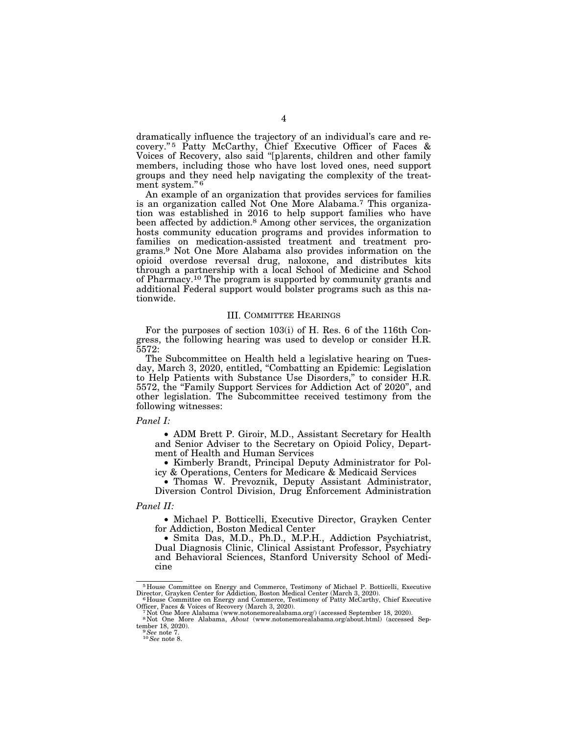dramatically influence the trajectory of an individual's care and recovery."[5] Patty McCarthy, Chief Executive Officer of Faces & Voices of Recovery, also said "[p]arents, children and other family members, including those who have lost loved ones, need support groups and they need help navigating the complexity of the treatment system."[6]

An example of an organization that provides services for families is an organization called Not One More Alabama.[7] This organization was established in 2016 to help support families who have been affected by addiction.[8] Among other services, the organization hosts community education programs and provides information to families on medication-assisted treatment and treatment programs.[9] Not One More Alabama also provides information on the opioid overdose reversal drug, naloxone, and distributes kits through a partnership with a local School of Medicine and School of Pharmacy.[10] The program is supported by community grants and additional Federal support would bolster programs such as this nationwide.

## III. COMMITTEE HEARINGS

For the purposes of section 103(i) of H. Res. 6 of the 116th Congress, the following hearing was used to develop or consider H.R. 5572:

The Subcommittee on Health held a legislative hearing on Tuesday, March 3, 2020, entitled, "Combatting an Epidemic: Legislation to Help Patients with Substance Use Disorders," to consider H.R. 5572, the "Family Support Services for Addiction Act of 2020", and other legislation. The Subcommittee received testimony from the following witnesses:

*Panel I:*

- ADM Brett P. Giroir, M.D., Assistant Secretary for Health and Senior Adviser to the Secretary on Opioid Policy, Department of Health and Human Services
- Kimberly Brandt, Principal Deputy Administrator for Policy & Operations, Centers for Medicare & Medicaid Services
- Thomas W. Prevoznik, Deputy Assistant Administrator, Diversion Control Division, Drug Enforcement Administration

*Panel II:*

- Michael P. Botticelli, Executive Director, Grayken Center for Addiction, Boston Medical Center
- Smita Das, M.D., Ph.D., M.P.H., Addiction Psychiatrist, Dual Diagnosis Clinic, Clinical Assistant Professor, Psychiatry and Behavioral Sciences, Stanford University School of Medicine

---

[5] House Committee on Energy and Commerce, Testimony of Michael P. Botticelli, Executive Director, Grayken Center for Addiction, Boston Medical Center (March 3, 2020).

[6] House Committee on Energy and Commerce, Testimony of Patty McCarthy, Chief Executive Officer, Faces & Voices of Recovery (March 3, 2020).

[7] Not One More Alabama (www.notonemorealabama.org/) (accessed September 18, 2020).

[8] Not One More Alabama, *About* (www.notonemorealabama.org/about.html) (accessed September 18, 2020).

[9] *See* note 7.

[10] *See* note 8.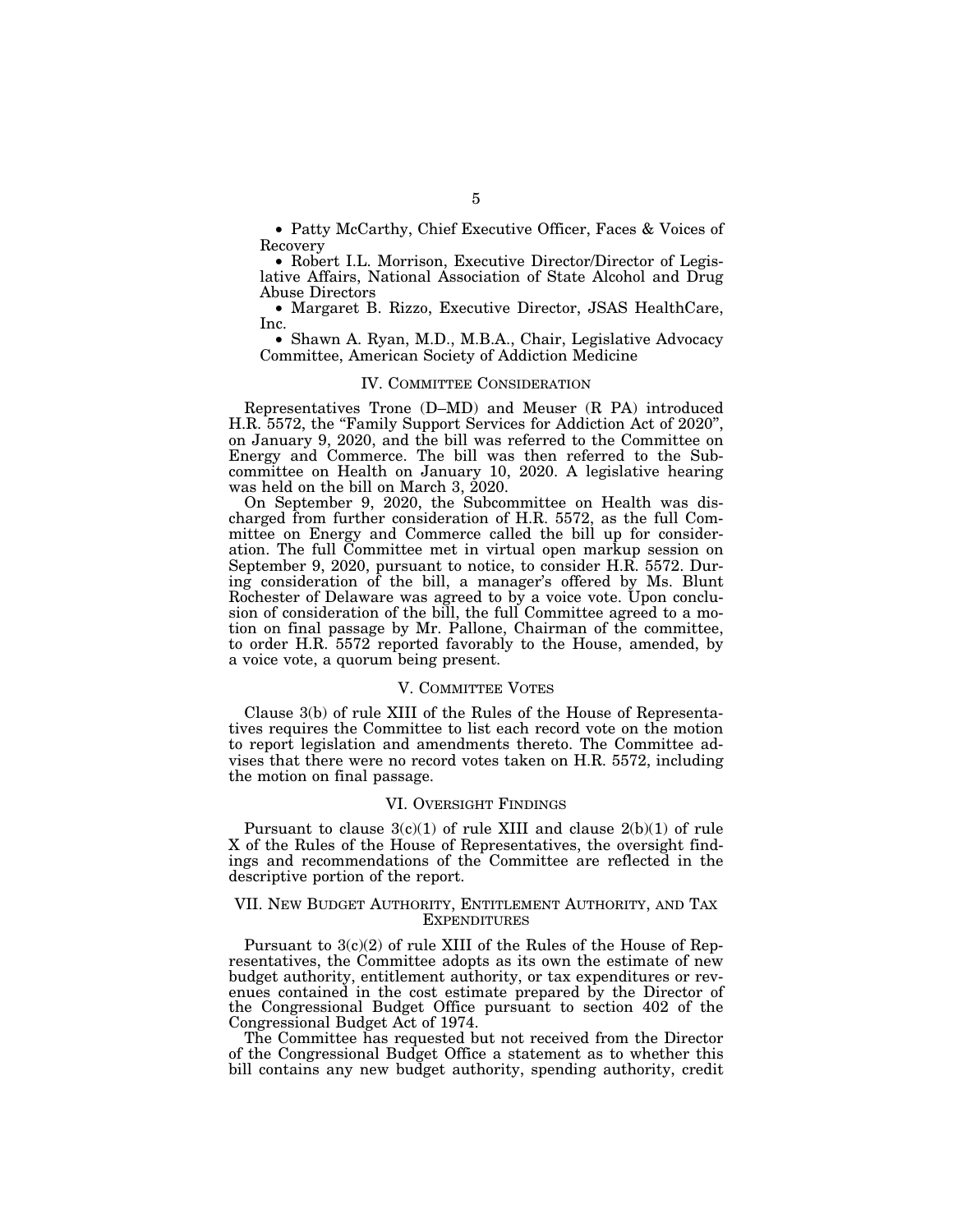- Patty McCarthy, Chief Executive Officer, Faces & Voices of Recovery
- Robert I.L. Morrison, Executive Director/Director of Legislative Affairs, National Association of State Alcohol and Drug Abuse Directors
- Margaret B. Rizzo, Executive Director, JSAS HealthCare, Inc.
- Shawn A. Ryan, M.D., M.B.A., Chair, Legislative Advocacy Committee, American Society of Addiction Medicine

## IV. Committee Consideration

Representatives Trone (D–MD) and Meuser (R PA) introduced H.R. 5572, the "Family Support Services for Addiction Act of 2020", on January 9, 2020, and the bill was referred to the Committee on Energy and Commerce. The bill was then referred to the Subcommittee on Health on January 10, 2020. A legislative hearing was held on the bill on March 3, 2020.

On September 9, 2020, the Subcommittee on Health was discharged from further consideration of H.R. 5572, as the full Committee on Energy and Commerce called the bill up for consideration. The full Committee met in virtual open markup session on September 9, 2020, pursuant to notice, to consider H.R. 5572. During consideration of the bill, a manager's offered by Ms. Blunt Rochester of Delaware was agreed to by a voice vote. Upon conclusion of consideration of the bill, the full Committee agreed to a motion on final passage by Mr. Pallone, Chairman of the committee, to order H.R. 5572 reported favorably to the House, amended, by a voice vote, a quorum being present.

## V. Committee Votes

Clause 3(b) of rule XIII of the Rules of the House of Representatives requires the Committee to list each record vote on the motion to report legislation and amendments thereto. The Committee advises that there were no record votes taken on H.R. 5572, including the motion on final passage.

## VI. Oversight Findings

Pursuant to clause 3(c)(1) of rule XIII and clause 2(b)(1) of rule X of the Rules of the House of Representatives, the oversight findings and recommendations of the Committee are reflected in the descriptive portion of the report.

## VII. New Budget Authority, Entitlement Authority, and Tax Expenditures

Pursuant to 3(c)(2) of rule XIII of the Rules of the House of Representatives, the Committee adopts as its own the estimate of new budget authority, entitlement authority, or tax expenditures or revenues contained in the cost estimate prepared by the Director of the Congressional Budget Office pursuant to section 402 of the Congressional Budget Act of 1974.

The Committee has requested but not received from the Director of the Congressional Budget Office a statement as to whether this bill contains any new budget authority, spending authority, credit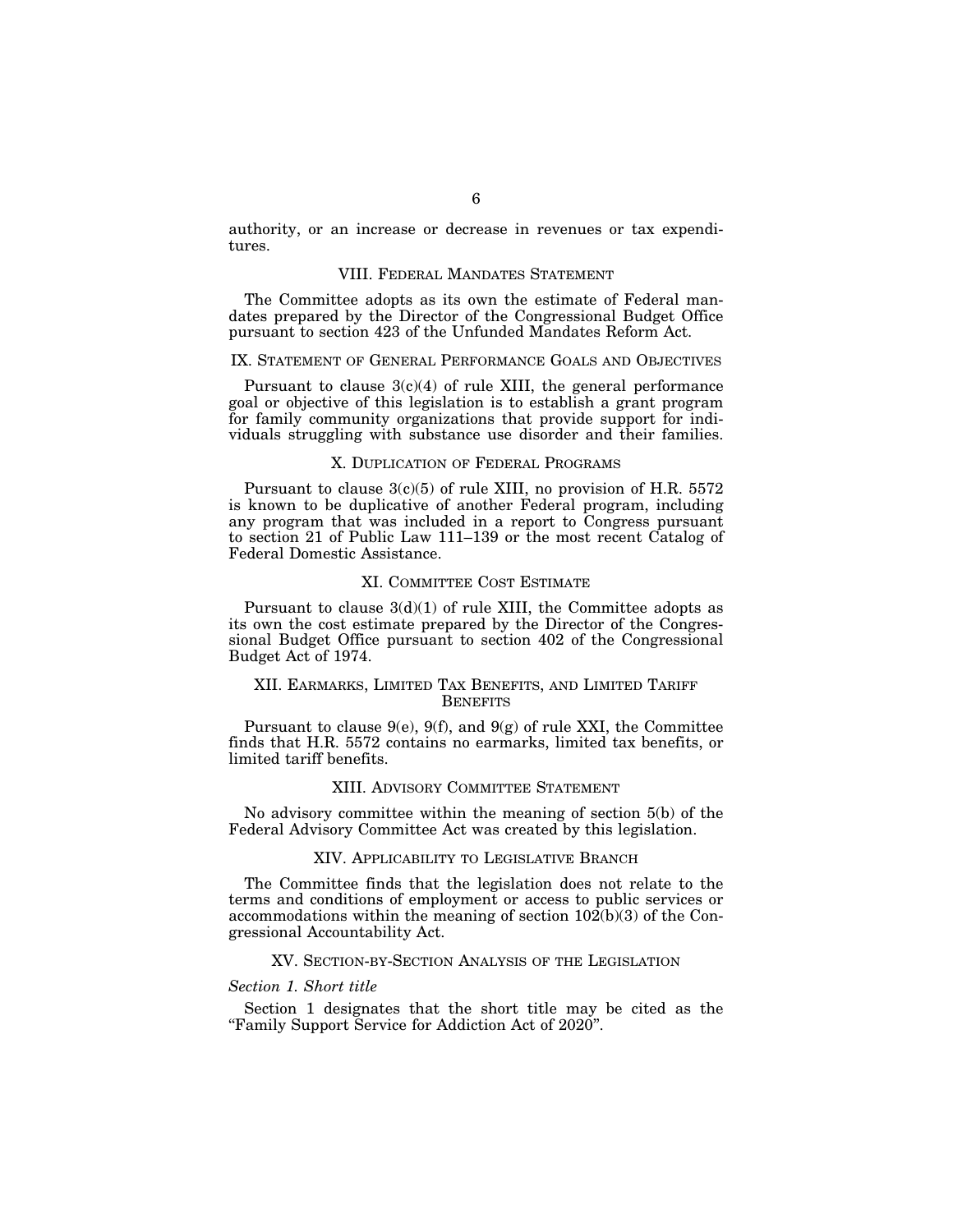authority, or an increase or decrease in revenues or tax expenditures.

## VIII. Federal Mandates Statement

The Committee adopts as its own the estimate of Federal mandates prepared by the Director of the Congressional Budget Office pursuant to section 423 of the Unfunded Mandates Reform Act.

## IX. Statement of General Performance Goals and Objectives

Pursuant to clause 3(c)(4) of rule XIII, the general performance goal or objective of this legislation is to establish a grant program for family community organizations that provide support for individuals struggling with substance use disorder and their families.

## X. Duplication of Federal Programs

Pursuant to clause 3(c)(5) of rule XIII, no provision of H.R. 5572 is known to be duplicative of another Federal program, including any program that was included in a report to Congress pursuant to section 21 of Public Law 111–139 or the most recent Catalog of Federal Domestic Assistance.

## XI. Committee Cost Estimate

Pursuant to clause 3(d)(1) of rule XIII, the Committee adopts as its own the cost estimate prepared by the Director of the Congressional Budget Office pursuant to section 402 of the Congressional Budget Act of 1974.

## XII. Earmarks, Limited Tax Benefits, and Limited Tariff Benefits

Pursuant to clause 9(e), 9(f), and 9(g) of rule XXI, the Committee finds that H.R. 5572 contains no earmarks, limited tax benefits, or limited tariff benefits.

## XIII. Advisory Committee Statement

No advisory committee within the meaning of section 5(b) of the Federal Advisory Committee Act was created by this legislation.

## XIV. Applicability to Legislative Branch

The Committee finds that the legislation does not relate to the terms and conditions of employment or access to public services or accommodations within the meaning of section 102(b)(3) of the Congressional Accountability Act.

## XV. Section-by-Section Analysis of the Legislation

*Section 1. Short title*

Section 1 designates that the short title may be cited as the "Family Support Service for Addiction Act of 2020".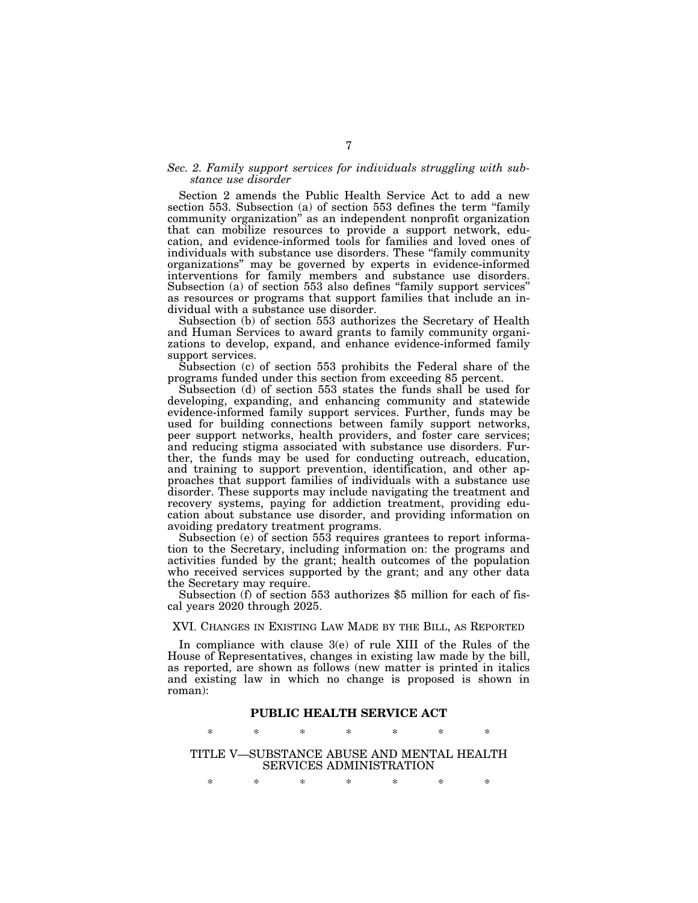*Sec. 2. Family support services for individuals struggling with substance use disorder*

Section 2 amends the Public Health Service Act to add a new section 553. Subsection (a) of section 553 defines the term "family community organization" as an independent nonprofit organization that can mobilize resources to provide a support network, education, and evidence-informed tools for families and loved ones of individuals with substance use disorders. These "family community organizations" may be governed by experts in evidence-informed interventions for family members and substance use disorders. Subsection (a) of section 553 also defines "family support services" as resources or programs that support families that include an individual with a substance use disorder.

Subsection (b) of section 553 authorizes the Secretary of Health and Human Services to award grants to family community organizations to develop, expand, and enhance evidence-informed family support services.

Subsection (c) of section 553 prohibits the Federal share of the programs funded under this section from exceeding 85 percent.

Subsection (d) of section 553 states the funds shall be used for developing, expanding, and enhancing community and statewide evidence-informed family support services. Further, funds may be used for building connections between family support networks, peer support networks, health providers, and foster care services; and reducing stigma associated with substance use disorders. Further, the funds may be used for conducting outreach, education, and training to support prevention, identification, and other approaches that support families of individuals with a substance use disorder. These supports may include navigating the treatment and recovery systems, paying for addiction treatment, providing education about substance use disorder, and providing information on avoiding predatory treatment programs.

Subsection (e) of section 553 requires grantees to report information to the Secretary, including information on: the programs and activities funded by the grant; health outcomes of the population who received services supported by the grant; and any other data the Secretary may require.

Subsection (f) of section 553 authorizes $5 million for each of fiscal years 2020 through 2025.

## XVI. Changes in Existing Law Made by the Bill, as Reported

In compliance with clause 3(e) of rule XIII of the Rules of the House of Representatives, changes in existing law made by the bill, as reported, are shown as follows (new matter is printed in italics and existing law in which no change is proposed is shown in roman):

## PUBLIC HEALTH SERVICE ACT

\* \* \* \* \* \* \*

### TITLE V—SUBSTANCE ABUSE AND MENTAL HEALTH SERVICES ADMINISTRATION

\* \* \* \* \* \* \*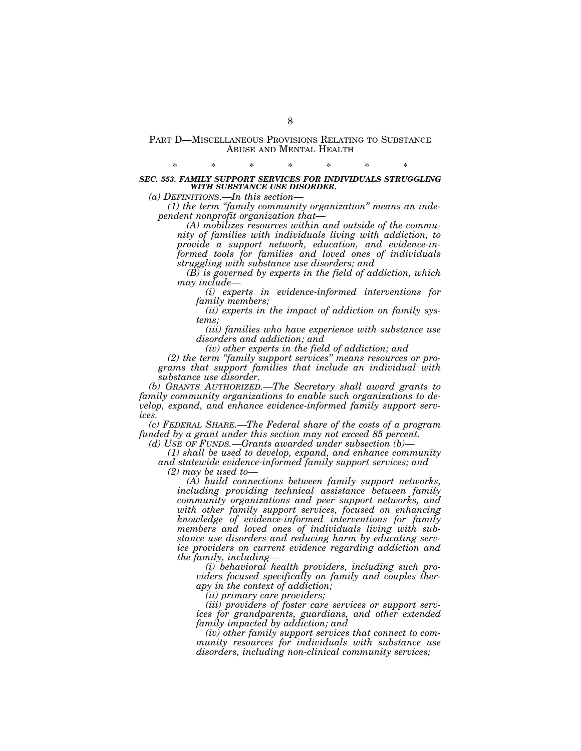PART D—MISCELLANEOUS PROVISIONS RELATING TO SUBSTANCE ABUSE AND MENTAL HEALTH

\* \* \* \* \* \* \*

***SEC. 553. FAMILY SUPPORT SERVICES FOR INDIVIDUALS STRUGGLING WITH SUBSTANCE USE DISORDER.***

*(a) DEFINITIONS.—In this section—*

*(1) the term "family community organization" means an independent nonprofit organization that—*

*(A) mobilizes resources within and outside of the community of families with individuals living with addiction, to provide a support network, education, and evidence-informed tools for families and loved ones of individuals struggling with substance use disorders; and*

*(B) is governed by experts in the field of addiction, which may include—*

*(i) experts in evidence-informed interventions for family members;*

*(ii) experts in the impact of addiction on family systems;*

*(iii) families who have experience with substance use disorders and addiction; and*

*(iv) other experts in the field of addiction; and*

*(2) the term "family support services" means resources or programs that support families that include an individual with substance use disorder.*

*(b) GRANTS AUTHORIZED.—The Secretary shall award grants to family community organizations to enable such organizations to develop, expand, and enhance evidence-informed family support services.*

*(c) FEDERAL SHARE.—The Federal share of the costs of a program funded by a grant under this section may not exceed 85 percent.*

*(d) USE OF FUNDS.—Grants awarded under subsection (b)—*

*(1) shall be used to develop, expand, and enhance community and statewide evidence-informed family support services; and*

*(2) may be used to—*

*(A) build connections between family support networks, including providing technical assistance between family community organizations and peer support networks, and with other family support services, focused on enhancing knowledge of evidence-informed interventions for family members and loved ones of individuals living with substance use disorders and reducing harm by educating service providers on current evidence regarding addiction and the family, including—*

*(i) behavioral health providers, including such providers focused specifically on family and couples therapy in the context of addiction;*

*(ii) primary care providers;*

*(iii) providers of foster care services or support services for grandparents, guardians, and other extended family impacted by addiction; and*

*(iv) other family support services that connect to community resources for individuals with substance use disorders, including non-clinical community services;*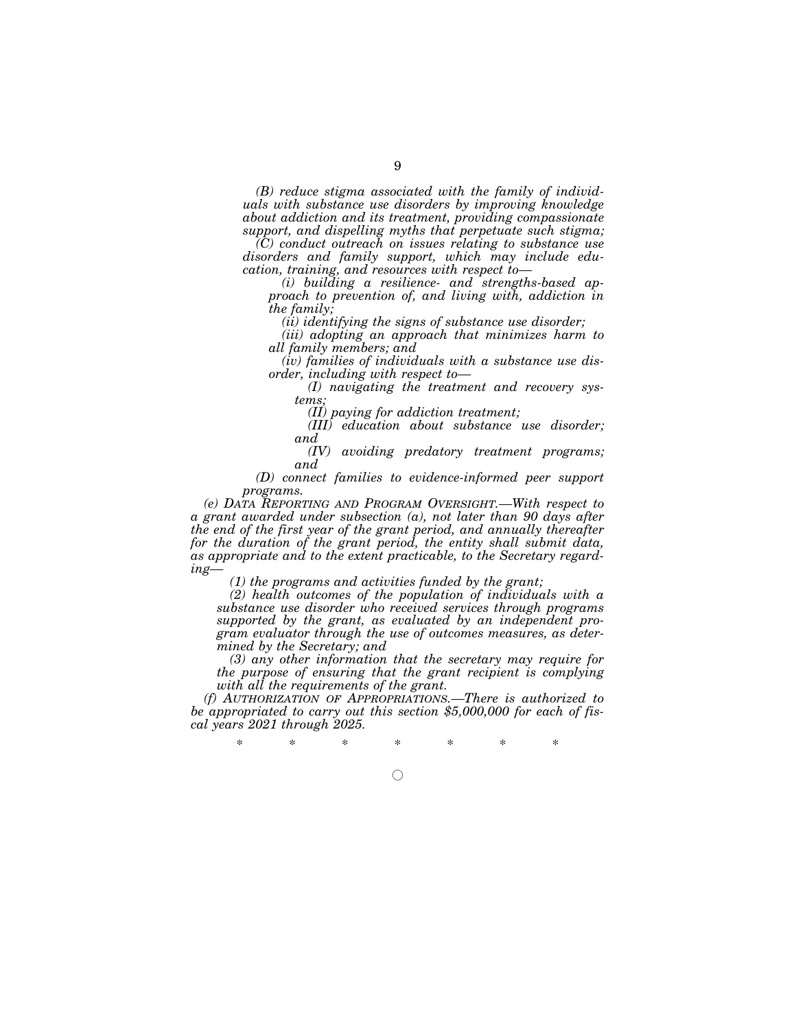*(B) reduce stigma associated with the family of individuals with substance use disorders by improving knowledge about addiction and its treatment, providing compassionate support, and dispelling myths that perpetuate such stigma;*

*(C) conduct outreach on issues relating to substance use disorders and family support, which may include education, training, and resources with respect to—*

*(i) building a resilience- and strengths-based approach to prevention of, and living with, addiction in the family;*

*(ii) identifying the signs of substance use disorder;*

*(iii) adopting an approach that minimizes harm to all family members; and*

*(iv) families of individuals with a substance use disorder, including with respect to—*

*(I) navigating the treatment and recovery systems;*

*(II) paying for addiction treatment;*

*(III) education about substance use disorder; and*

*(IV) avoiding predatory treatment programs; and*

*(D) connect families to evidence-informed peer support programs.*

*(e) DATA REPORTING AND PROGRAM OVERSIGHT.—With respect to a grant awarded under subsection (a), not later than 90 days after the end of the first year of the grant period, and annually thereafter for the duration of the grant period, the entity shall submit data, as appropriate and to the extent practicable, to the Secretary regarding—*

*(1) the programs and activities funded by the grant;*

*(2) health outcomes of the population of individuals with a substance use disorder who received services through programs supported by the grant, as evaluated by an independent program evaluator through the use of outcomes measures, as determined by the Secretary; and*

*(3) any other information that the secretary may require for the purpose of ensuring that the grant recipient is complying with all the requirements of the grant.*

*(f) AUTHORIZATION OF APPROPRIATIONS.—There is authorized to be appropriated to carry out this section $5,000,000 for each of fiscal years 2021 through 2025.*

\* \* \* \* \* \* \*

○